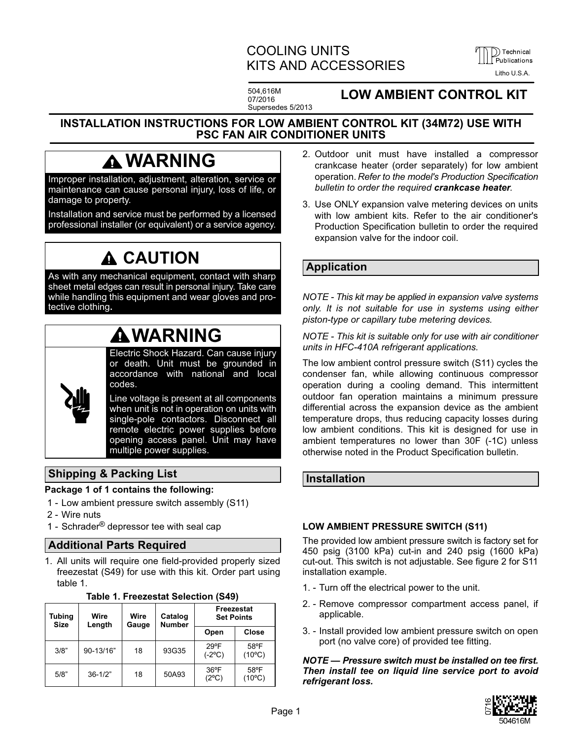# COOLING UNITS KITS AND ACCESSORIES

Technical Publications

Litho U.S.A.

504,616M
07/2016
Supersedes 5/2013

## LOW AMBIENT CONTROL KIT

## INSTALLATION INSTRUCTIONS FOR LOW AMBIENT CONTROL KIT (34M72) USE WITH PSC FAN AIR CONDITIONER UNITS

### ⚠ WARNING

Improper installation, adjustment, alteration, service or maintenance can cause personal injury, loss of life, or damage to property.

Installation and service must be performed by a licensed professional installer (or equivalent) or a service agency.

### ⚠ CAUTION

As with any mechanical equipment, contact with sharp sheet metal edges can result in personal injury. Take care while handling this equipment and wear gloves and protective clothing.

### ⚠ WARNING

Electric Shock Hazard. Can cause injury or death. Unit must be grounded in accordance with national and local codes.

Line voltage is present at all components when unit is not in operation on units with single-pole contactors. Disconnect all remote electric power supplies before opening access panel. Unit may have multiple power supplies.

## Shipping & Packing List

**Package 1 of 1 contains the following:**

1 - Low ambient pressure switch assembly (S11)
2 - Wire nuts
1 - Schrader® depressor tee with seal cap

## Additional Parts Required

1. All units will require one field-provided properly sized freezestat (S49) for use with this kit. Order part using table 1.

**Table 1. Freezestat Selection (S49)**

| Tubing Size | Wire Length | Wire Gauge | Catalog Number | Freezestat Set Points | |
|---|---|---|---|---|---|
| | | | | Open | Close |
| 3/8” | 90-13/16” | 18 | 93G35 | 29ºF (-2ºC) | 58ºF (10ºC) |
| 5/8” | 36-1/2” | 18 | 50A93 | 36ºF (2ºC) | 58ºF (10ºC) |

2. Outdoor unit must have installed a compressor crankcase heater (order separately) for low ambient operation. *Refer to the model's Production Specification bulletin to order the required **crankcase heater**.*
3. Use ONLY expansion valve metering devices on units with low ambient kits. Refer to the air conditioner's Production Specification bulletin to order the required expansion valve for the indoor coil.

## Application

*NOTE - This kit may be applied in expansion valve systems only. It is not suitable for use in systems using either piston-type or capillary tube metering devices.*

*NOTE - This kit is suitable only for use with air conditioner units in HFC-410A refrigerant applications.*

The low ambient control pressure switch (S11) cycles the condenser fan, while allowing continuous compressor operation during a cooling demand. This intermittent outdoor fan operation maintains a minimum pressure differential across the expansion device as the ambient temperature drops, thus reducing capacity losses during low ambient conditions. This kit is designed for use in ambient temperatures no lower than 30F (-1C) unless otherwise noted in the Product Specification bulletin.

## Installation

### LOW AMBIENT PRESSURE SWITCH (S11)

The provided low ambient pressure switch is factory set for 450 psig (3100 kPa) cut-in and 240 psig (1600 kPa) cut-out. This switch is not adjustable. See figure 2 for S11 installation example.

1. - Turn off the electrical power to the unit.
2. - Remove compressor compartment access panel, if applicable.
3. - Install provided low ambient pressure switch on open port (no valve core) of provided tee fitting.

***NOTE — Pressure switch must be installed on tee first. Then install tee on liquid line service port to avoid refrigerant loss.***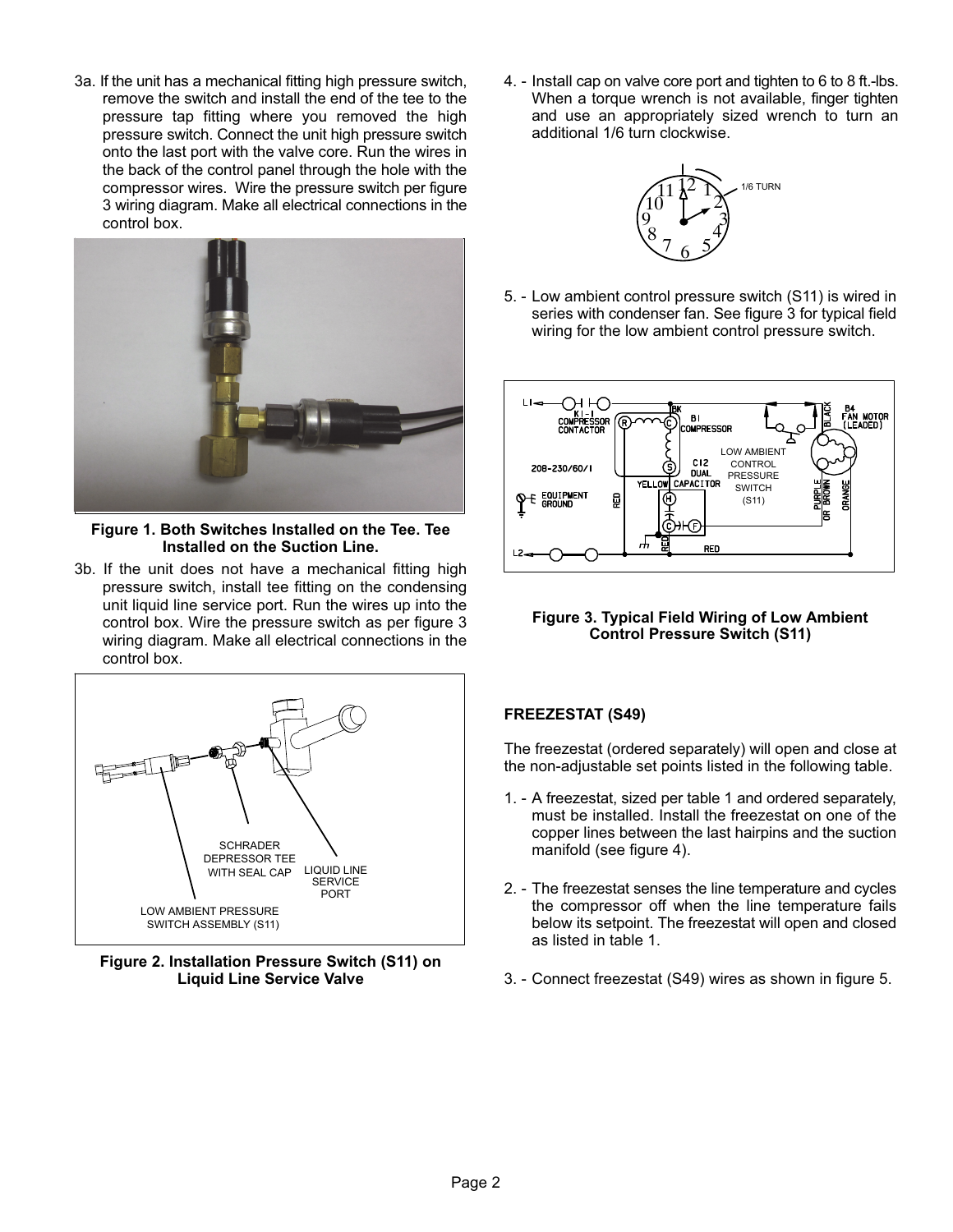3a. If the unit has a mechanical fitting high pressure switch, remove the switch and install the end of the tee to the pressure tap fitting where you removed the high pressure switch. Connect the unit high pressure switch onto the last port with the valve core. Run the wires in the back of the control panel through the hole with the compressor wires. Wire the pressure switch per figure 3 wiring diagram. Make all electrical connections in the control box.

**Figure 1. Both Switches Installed on the Tee. Tee Installed on the Suction Line.**

3b. If the unit does not have a mechanical fitting high pressure switch, install tee fitting on the condensing unit liquid line service port. Run the wires up into the control box. Wire the pressure switch as per figure 3 wiring diagram. Make all electrical connections in the control box.

**Figure 2. Installation Pressure Switch (S11) on Liquid Line Service Valve**

4. - Install cap on valve core port and tighten to 6 to 8 ft.-lbs. When a torque wrench is not available, finger tighten and use an appropriately sized wrench to turn an additional 1/6 turn clockwise.

5. - Low ambient control pressure switch (S11) is wired in series with condenser fan. See figure 3 for typical field wiring for the low ambient control pressure switch.

**Figure 3. Typical Field Wiring of Low Ambient Control Pressure Switch (S11)**

## FREEZESTAT (S49)

The freezestat (ordered separately) will open and close at the non-adjustable set points listed in the following table.

1. - A freezestat, sized per table 1 and ordered separately, must be installed. Install the freezestat on one of the copper lines between the last hairpins and the suction manifold (see figure 4).

2. - The freezestat senses the line temperature and cycles the compressor off when the line temperature fails below its setpoint. The freezestat will open and closed as listed in table 1.

3. - Connect freezestat (S49) wires as shown in figure 5.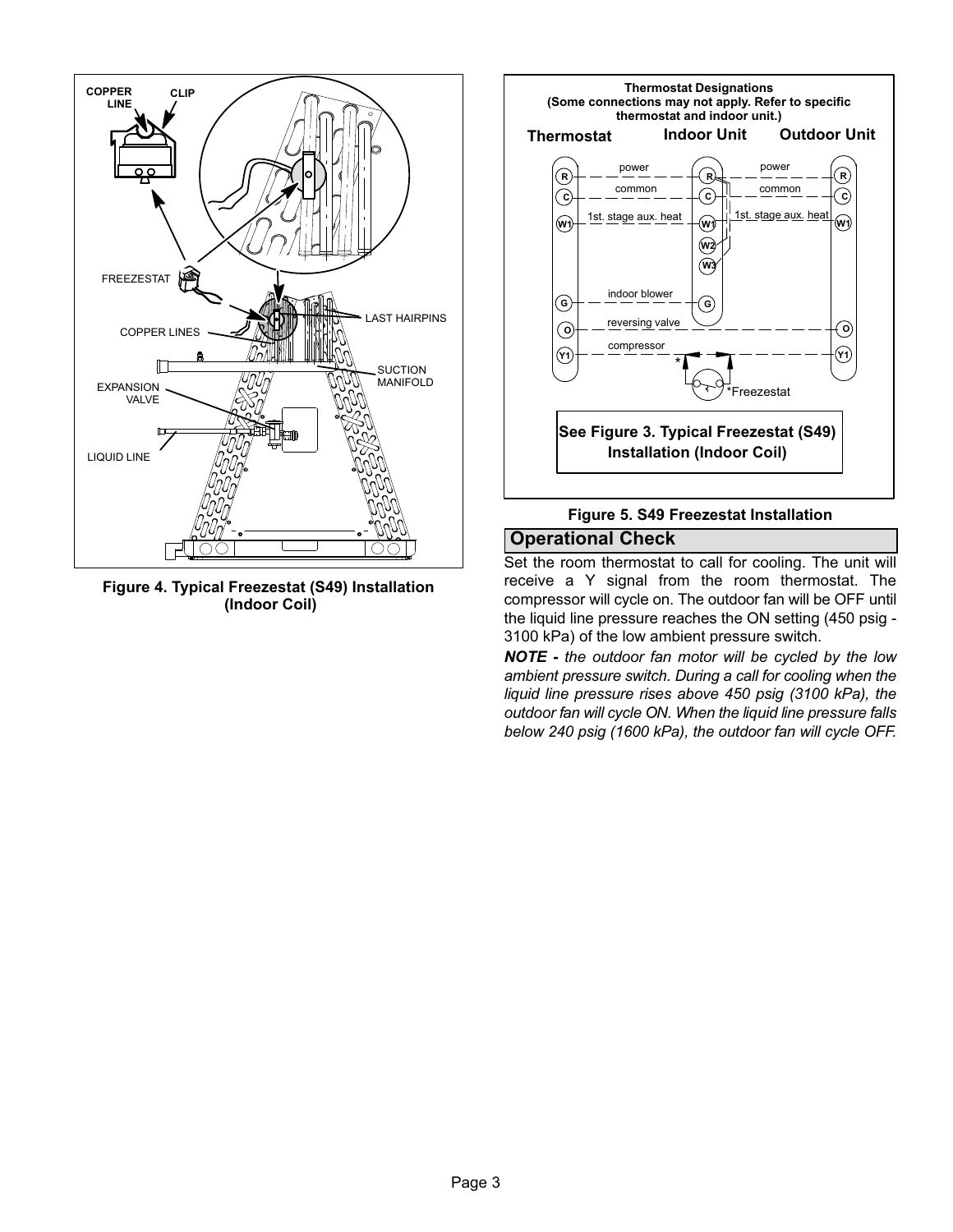COPPER LINE

CLIP

FREEZESTAT

COPPER LINES

LAST HAIRPINS

SUCTION MANIFOLD

EXPANSION VALVE

LIQUID LINE

**Figure 4. Typical Freezestat (S49) Installation (Indoor Coil)**

**Thermostat Designations**
**(Some connections may not apply. Refer to specific thermostat and indoor unit.)**

**Thermostat** **Indoor Unit** **Outdoor Unit**

R, C, W1, G, O, Y1

R, C, W1, W2, W3, G

R, C, W1, O, Y1

power

common

1st. stage aux. heat

indoor blower

reversing valve

compressor

*Freezestat

**See Figure 3. Typical Freezestat (S49) Installation (Indoor Coil)**

**Figure 5. S49 Freezestat Installation**

## Operational Check

Set the room thermostat to call for cooling. The unit will receive a Y signal from the room thermostat. The compressor will cycle on. The outdoor fan will be OFF until the liquid line pressure reaches the ON setting (450 psig - 3100 kPa) of the low ambient pressure switch.

***NOTE -*** *the outdoor fan motor will be cycled by the low ambient pressure switch. During a call for cooling when the liquid line pressure rises above 450 psig (3100 kPa), the outdoor fan will cycle ON. When the liquid line pressure falls below 240 psig (1600 kPa), the outdoor fan will cycle OFF.*